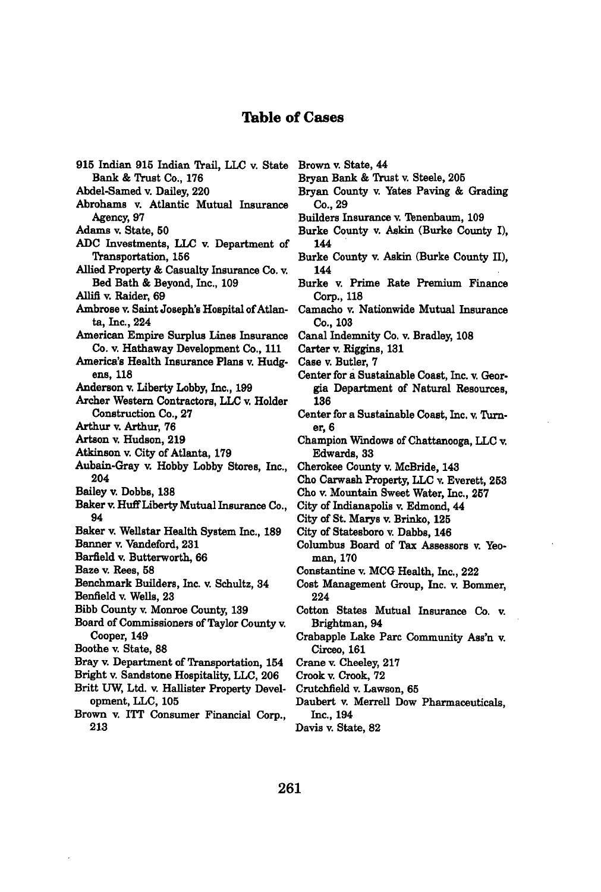# Table of Cases

915 Indian 915 Indian Trail, LLC v. State Bank & Trust Co., 176
Abdel-Samed v. Dailey, 220
Abrohams v. Atlantic Mutual Insurance Agency, 97
Adams v. State, 50
ADC Investments, LLC v. Department of Transportation, 156
Allied Property & Casualty Insurance Co. v. Bed Bath & Beyond, Inc., 109
Allifi v. Raider, 69
Ambrose v. Saint Joseph's Hospital of Atlanta, Inc., 224
American Empire Surplus Lines Insurance Co. v. Hathaway Development Co., 111
America's Health Insurance Plans v. Hudgens, 118
Anderson v. Liberty Lobby, Inc., 199
Archer Western Contractors, LLC v. Holder Construction Co., 27
Arthur v. Arthur, 76
Artson v. Hudson, 219
Atkinson v. City of Atlanta, 179
Aubain-Gray v. Hobby Lobby Stores, Inc., 204
Bailey v. Dobbs, 138
Baker v. Huff Liberty Mutual Insurance Co., 94
Baker v. Wellstar Health System Inc., 189
Banner v. Vandeford, 231
Barfield v. Butterworth, 66
Baze v. Rees, 58
Benchmark Builders, Inc. v. Schultz, 34
Benfield v. Wells, 23
Bibb County v. Monroe County, 139
Board of Commissioners of Taylor County v. Cooper, 149
Boothe v. State, 88
Bray v. Department of Transportation, 154
Bright v. Sandstone Hospitality, LLC, 206
Britt UW, Ltd. v. Hallister Property Development, LLC, 105
Brown v. ITT Consumer Financial Corp., 213
Brown v. State, 44
Bryan Bank & Trust v. Steele, 205
Bryan County v. Yates Paving & Grading Co., 29
Builders Insurance v. Tenenbaum, 109
Burke County v. Askin (Burke County I), 144
Burke County v. Askin (Burke County II), 144
Burke v. Prime Rate Premium Finance Corp., 118
Camacho v. Nationwide Mutual Insurance Co., 103
Canal Indemnity Co. v. Bradley, 108
Carter v. Riggins, 131
Case v. Butler, 7
Center for a Sustainable Coast, Inc. v. Georgia Department of Natural Resources, 136
Center for a Sustainable Coast, Inc. v. Turner, 6
Champion Windows of Chattanooga, LLC v. Edwards, 33
Cherokee County v. McBride, 143
Cho Carwash Property, LLC v. Everett, 253
Cho v. Mountain Sweet Water, Inc., 257
City of Indianapolis v. Edmond, 44
City of St. Marys v. Brinko, 125
City of Statesboro v. Dabbs, 146
Columbus Board of Tax Assessors v. Yeoman, 170
Constantine v. MCG Health, Inc., 222
Cost Management Group, Inc. v. Bommer, 224
Cotton States Mutual Insurance Co. v. Brightman, 94
Crabapple Lake Parc Community Ass'n v. Circeo, 161
Crane v. Cheeley, 217
Crook v. Crook, 72
Crutchfield v. Lawson, 65
Daubert v. Merrell Dow Pharmaceuticals, Inc., 194
Davis v. State, 82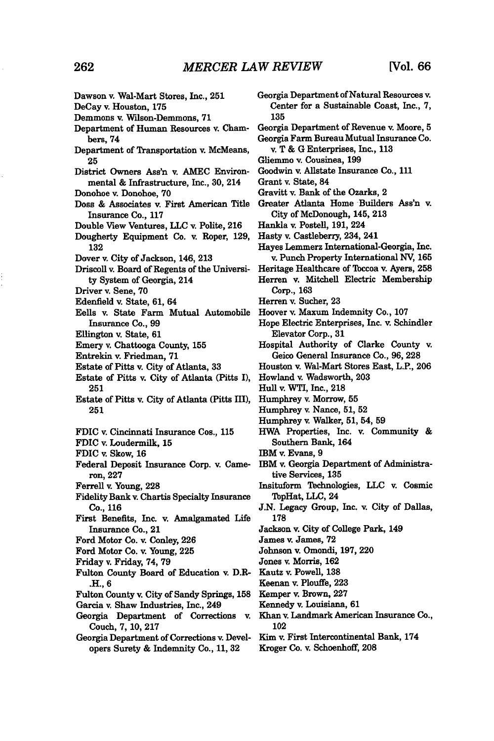Dawson v. Wal-Mart Stores, Inc., 251
DeCay v. Houston, 175
Demmons v. Wilson-Demmons, 71
Department of Human Resources v. Chambers, 74
Department of Transportation v. McMeans, 25
District Owners Ass'n v. AMEC Environmental & Infrastructure, Inc., 30, 214
Donohoe v. Donohoe, 70
Doss & Associates v. First American Title Insurance Co., 117
Double View Ventures, LLC v. Polite, 216
Dougherty Equipment Co. v. Roper, 129, 132
Dover v. City of Jackson, 146, 213
Driscoll v. Board of Regents of the University System of Georgia, 214
Driver v. Sene, 70
Edenfield v. State, 61, 64
Eells v. State Farm Mutual Automobile Insurance Co., 99
Ellington v. State, 61
Emery v. Chattooga County, 155
Entrekin v. Friedman, 71
Estate of Pitts v. City of Atlanta, 33
Estate of Pitts v. City of Atlanta (Pitts I), 251
Estate of Pitts v. City of Atlanta (Pitts III), 251

FDIC v. Cincinnati Insurance Cos., 115
FDIC v. Loudermilk, 15
FDIC v. Skow, 16
Federal Deposit Insurance Corp. v. Cameron, 227
Ferrell v. Young, 228
Fidelity Bank v. Chartis Specialty Insurance Co., 116
First Benefits, Inc. v. Amalgamated Life Insurance Co., 21
Ford Motor Co. v. Conley, 226
Ford Motor Co. v. Young, 225
Friday v. Friday, 74, 79
Fulton County Board of Education v. D.R.H., 6
Fulton County v. City of Sandy Springs, 158
Garcia v. Shaw Industries, Inc., 249
Georgia Department of Corrections v. Couch, 7, 10, 217
Georgia Department of Corrections v. Developers Surety & Indemnity Co., 11, 32
Georgia Department of Natural Resources v. Center for a Sustainable Coast, Inc., 7, 135
Georgia Department of Revenue v. Moore, 5
Georgia Farm Bureau Mutual Insurance Co. v. T & G Enterprises, Inc., 113
Gliemmo v. Cousinea, 199
Goodwin v. Allstate Insurance Co., 111
Grant v. State, 84
Gravitt v. Bank of the Ozarks, 2
Greater Atlanta Home Builders Ass'n v. City of McDonough, 145, 213
Hankla v. Postell, 191, 224
Hasty v. Castleberry, 234, 241
Hayes Lemmerz International-Georgia, Inc. v. Punch Property International NV, 165
Heritage Healthcare of Toccoa v. Ayers, 258
Herren v. Mitchell Electric Membership Corp., 163
Herren v. Sucher, 23
Hoover v. Maxum Indemnity Co., 107
Hope Electric Enterprises, Inc. v. Schindler Elevator Corp., 31
Hospital Authority of Clarke County v. Geico General Insurance Co., 96, 228
Houston v. Wal-Mart Stores East, L.P., 206
Howland v. Wadsworth, 203
Hull v. WTI, Inc., 218
Humphrey v. Morrow, 55
Humphrey v. Nance, 51, 52
Humphrey v. Walker, 51, 54, 59
HWA Properties, Inc. v. Community & Southern Bank, 164
IBM v. Evans, 9
IBM v. Georgia Department of Administrative Services, 135
Insituform Technologies, LLC v. Cosmic TopHat, LLC, 24
J.N. Legacy Group, Inc. v. City of Dallas, 178
Jackson v. City of College Park, 149
James v. James, 72
Johnson v. Omondi, 197, 220
Jones v. Morris, 162
Kautz v. Powell, 138
Keenan v. Plouffe, 223
Kemper v. Brown, 227
Kennedy v. Louisiana, 61
Khan v. Landmark American Insurance Co., 102
Kim v. First Intercontinental Bank, 174
Kroger Co. v. Schoenhoff, 208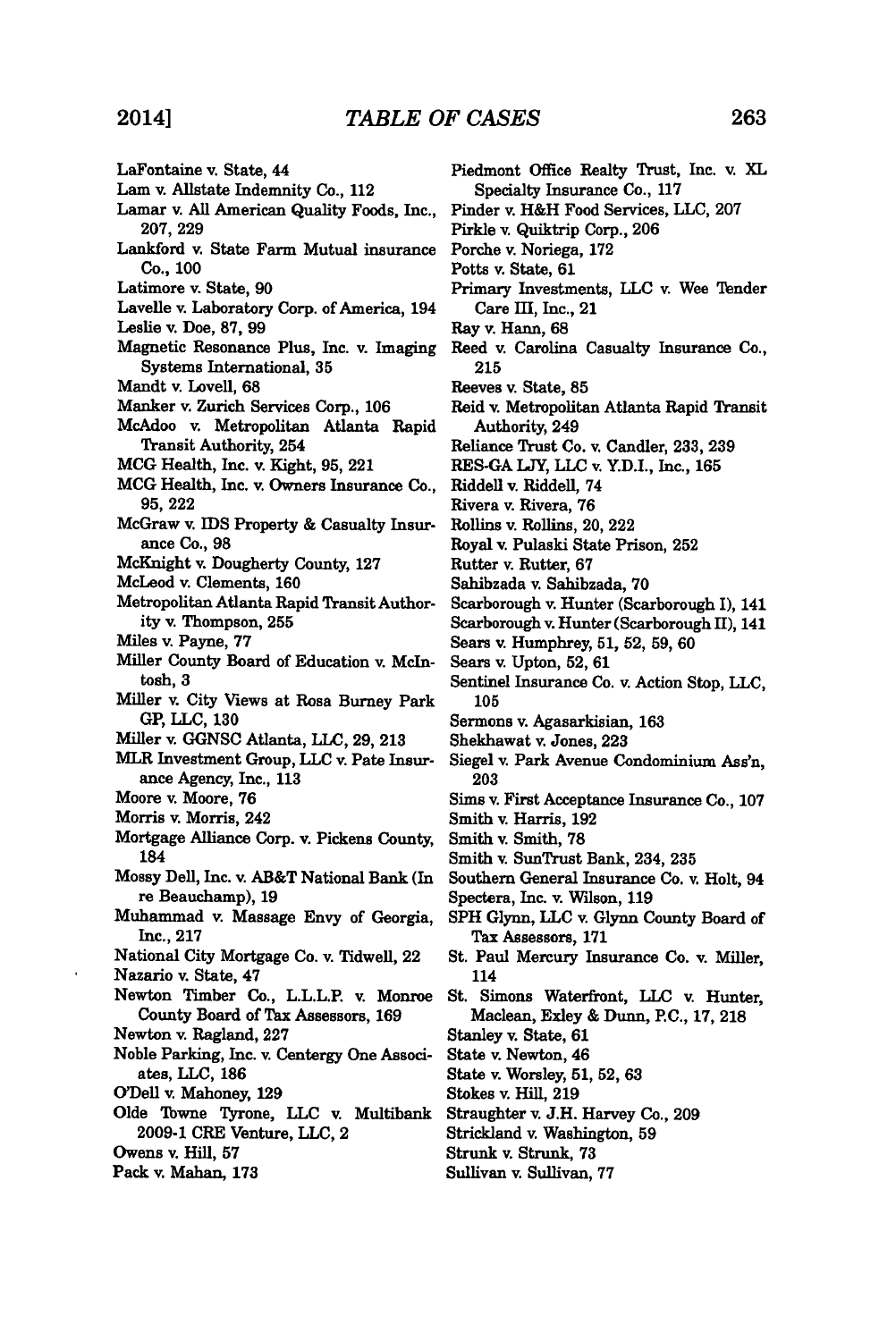LaFontaine v. State, 44
Lam v. Allstate Indemnity Co., 112
Lamar v. All American Quality Foods, Inc., 207, 229
Lankford v. State Farm Mutual insurance Co., 100
Latimore v. State, 90
Lavelle v. Laboratory Corp. of America, 194
Leslie v. Doe, 87, 99
Magnetic Resonance Plus, Inc. v. Imaging Systems International, 35
Mandt v. Lovell, 68
Manker v. Zurich Services Corp., 106
McAdoo v. Metropolitan Atlanta Rapid Transit Authority, 254
MCG Health, Inc. v. Kight, 95, 221
MCG Health, Inc. v. Owners Insurance Co., 95, 222
McGraw v. IDS Property & Casualty Insurance Co., 98
McKnight v. Dougherty County, 127
McLeod v. Clements, 160
Metropolitan Atlanta Rapid Transit Authority v. Thompson, 255
Miles v. Payne, 77
Miller County Board of Education v. McIntosh, 3
Miller v. City Views at Rosa Burney Park GP, LLC, 130
Miller v. GGNSC Atlanta, LLC, 29, 213
MLR Investment Group, LLC v. Pate Insurance Agency, Inc., 113
Moore v. Moore, 76
Morris v. Morris, 242
Mortgage Alliance Corp. v. Pickens County, 184
Mossy Dell, Inc. v. AB&T National Bank (In re Beauchamp), 19
Muhammad v. Massage Envy of Georgia, Inc., 217
National City Mortgage Co. v. Tidwell, 22
Nazario v. State, 47
Newton Timber Co., L.L.L.P. v. Monroe County Board of Tax Assessors, 169
Newton v. Ragland, 227
Noble Parking, Inc. v. Centergy One Associates, LLC, 186
O'Dell v. Mahoney, 129
Olde Towne Tyrone, LLC v. Multibank 2009-1 CRE Venture, LLC, 2
Owens v. Hill, 57
Pack v. Mahan, 173
Piedmont Office Realty Trust, Inc. v. XL Specialty Insurance Co., 117
Pinder v. H&H Food Services, LLC, 207
Pirkle v. Quiktrip Corp., 206
Porche v. Noriega, 172
Potts v. State, 61
Primary Investments, LLC v. Wee Tender Care III, Inc., 21
Ray v. Hann, 68
Reed v. Carolina Casualty Insurance Co., 215
Reeves v. State, 85
Reid v. Metropolitan Atlanta Rapid Transit Authority, 249
Reliance Trust Co. v. Candler, 233, 239
RES-GA LJY, LLC v. Y.D.I., Inc., 165
Riddell v. Riddell, 74
Rivera v. Rivera, 76
Rollins v. Rollins, 20, 222
Royal v. Pulaski State Prison, 252
Rutter v. Rutter, 67
Sahibzada v. Sahibzada, 70
Scarborough v. Hunter (Scarborough I), 141
Scarborough v. Hunter (Scarborough II), 141
Sears v. Humphrey, 51, 52, 59, 60
Sears v. Upton, 52, 61
Sentinel Insurance Co. v. Action Stop, LLC, 105
Sermons v. Agasarkisian, 163
Shekhawat v. Jones, 223
Siegel v. Park Avenue Condominium Ass'n, 203
Sims v. First Acceptance Insurance Co., 107
Smith v. Harris, 192
Smith v. Smith, 78
Smith v. SunTrust Bank, 234, 235
Southern General Insurance Co. v. Holt, 94
Spectera, Inc. v. Wilson, 119
SPH Glynn, LLC v. Glynn County Board of Tax Assessors, 171
St. Paul Mercury Insurance Co. v. Miller, 114
St. Simons Waterfront, LLC v. Hunter, Maclean, Exley & Dunn, P.C., 17, 218
Stanley v. State, 61
State v. Newton, 46
State v. Worsley, 51, 52, 63
Stokes v. Hill, 219
Straughter v. J.H. Harvey Co., 209
Strickland v. Washington, 59
Strunk v. Strunk, 73
Sullivan v. Sullivan, 77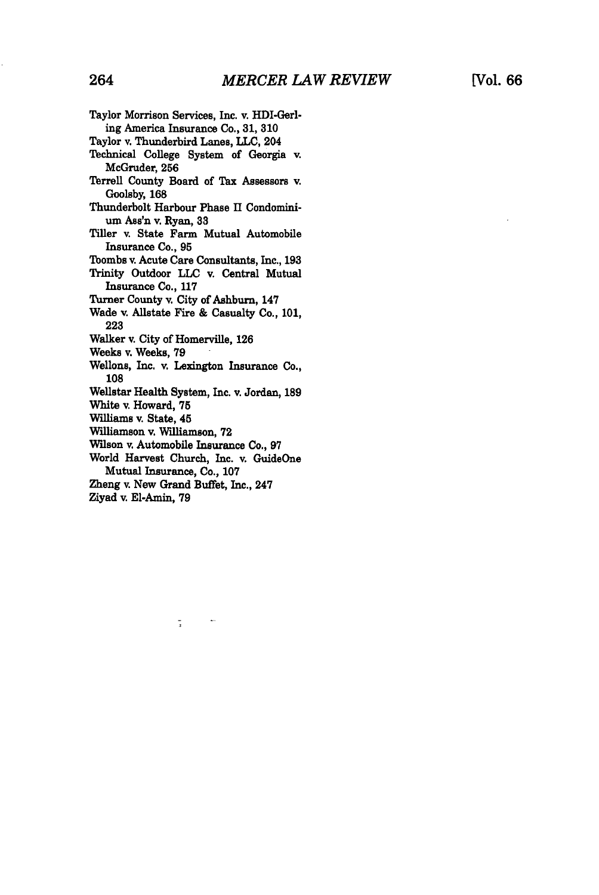Taylor Morrison Services, Inc. v. HDI-Gerling America Insurance Co., 31, 310
Taylor v. Thunderbird Lanes, LLC, 204
Technical College System of Georgia v. McGruder, 256
Terrell County Board of Tax Assessors v. Goolsby, 168
Thunderbolt Harbour Phase II Condominium Ass'n v. Ryan, 33
Tiller v. State Farm Mutual Automobile Insurance Co., 95
Toombs v. Acute Care Consultants, Inc., 193
Trinity Outdoor LLC v. Central Mutual Insurance Co., 117
Turner County v. City of Ashburn, 147
Wade v. Allstate Fire & Casualty Co., 101, 223
Walker v. City of Homerville, 126
Weeks v. Weeks, 79
Wellons, Inc. v. Lexington Insurance Co., 108
Wellstar Health System, Inc. v. Jordan, 189
White v. Howard, 75
Williams v. State, 45
Williamson v. Williamson, 72
Wilson v. Automobile Insurance Co., 97
World Harvest Church, Inc. v. GuideOne Mutual Insurance, Co., 107
Zheng v. New Grand Buffet, Inc., 247
Ziyad v. El-Amin, 79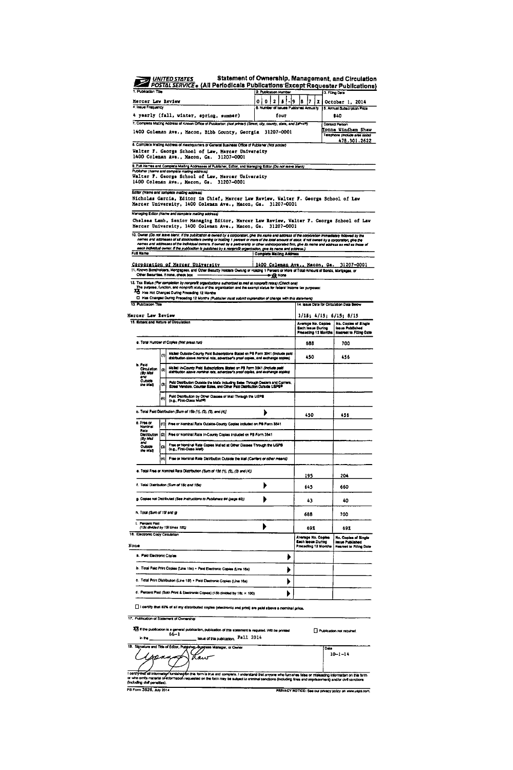**UNITED STATES POSTAL SERVICE®**

# Statement of Ownership, Management, and Circulation (All Periodicals Publications Except Requester Publications)

| 1. Publication Title | 2. Publication Number | 3. Filing Date |
|---|---|---|
| Mercer Law Review | 0 0 2 8 - 9 8 7 X | October 1, 2014 |

| 4. Issue Frequency | 5. Number of Issues Published Annually | 6. Annual Subscription Price |
|---|---|---|
| 4 yearly (fall, winter, spring, summer) | four | $40 |

7. Complete Mailing Address of Known Office of Publication (Not printer) (Street, city, county, state, and ZIP+4®)

1400 Coleman Ave., Macon, Bibb County, Georgia 31207-0001

Contact Person: Tonna Windham Shaw
Telephone (Include area code): 478.301.2622

8. Complete Mailing Address of Headquarters or General Business Office of Publisher (Not printer)

Walter F. George School of Law, Mercer University
1400 Coleman Ave., Macon, Ga. 31207-0001

9. Full Names and Complete Mailing Addresses of Publisher, Editor, and Managing Editor (Do not leave blank)

Publisher (Name and complete mailing address)
Walter F. George School of Law, Mercer University
1400 Coleman Ave., Macon, Ga. 31207-0001

Editor (Name and complete mailing address)
Nicholas Garcia, Editor in Chief, Mercer Law Review, Walter F. George School of Law Mercer University, 1400 Coleman Ave., Macon, Ga. 31207-0001

Managing Editor (Name and complete mailing address)
Chelsea Lamb, Senior Managing Editor, Mercer Law Review, Walter F. George School of Law Mercer University, 1400 Coleman Ave., Macon, Ga. 31207-0001

10. Owner (Do not leave blank. If the publication is owned by a corporation, give the name and address of the corporation immediately followed by the names and addresses of all stockholders owning or holding 1 percent or more of the total amount of stock. If not owned by a corporation, give the names and addresses of the individual owners. If owned by a partnership or other unincorporated firm, give its name and address as well as those of each individual owner. If the publication is published by a nonprofit organization, give its name and address.)

| Full Name | Complete Mailing Address |
|---|---|
| Corporation of Mercer University | 1400 Coleman Ave., Macon, Ga. 31207-0001 |

11. Known Bondholders, Mortgagees, and Other Security Holders Owning or Holding 1 Percent or More of Total Amount of Bonds, Mortgages, or Other Securities. If none, check box → ☒ None

12. Tax Status (For completion by nonprofit organizations authorized to mail at nonprofit rates) (Check one)
The purpose, function, and nonprofit status of this organization and the exempt status for federal income tax purposes:
☒ Has Not Changed During Preceding 12 Months
☐ Has Changed During Preceding 12 Months (Publisher must submit explanation of change with this statement)

| 13. Publication Title | 14. Issue Date for Circulation Data Below |
|---|---|
| Mercer Law Review | 1/15; 4/15; 6/15; 8/15 |

| 15. Extent and Nature of Circulation | | Average No. Copies Each Issue During Preceding 12 Months | No. Copies of Single Issue Published Nearest to Filing Date |
|---|---|---|---|
| a. Total Number of Copies (Net press run) | | 688 | 700 |
| b. Paid Circulation (By Mail and Outside the Mail) | (1) Mailed Outside-County Paid Subscriptions Stated on PS Form 3541 (Include paid distribution above nominal rate, advertiser's proof copies, and exchange copies) | 450 | 456 |
| | (2) Mailed In-County Paid Subscriptions Stated on PS Form 3541 (Include paid distribution above nominal rate, advertiser's proof copies, and exchange copies) | | |
| | (3) Paid Distribution Outside the Mails Including Sales Through Dealers and Carriers, Street Vendors, Counter Sales, and Other Paid Distribution Outside USPS® | | |
| | (4) Paid Distribution by Other Classes of Mail Through the USPS (e.g., First-Class Mail®) | | |
| c. Total Paid Distribution (Sum of 15b (1), (2), (3), and (4)) | | 450 | 456 |
| d. Free or Nominal Rate Distribution (By Mail and Outside the Mail) | (1) Free or Nominal Rate Outside-County Copies included on PS Form 3541 | | |
| | (2) Free or Nominal Rate In-County Copies Included on PS Form 3541 | | |
| | (3) Free or Nominal Rate Copies Mailed at Other Classes Through the USPS (e.g., First-Class Mail) | | |
| | (4) Free or Nominal Rate Distribution Outside the Mail (Carriers or other means) | | |
| e. Total Free or Nominal Rate Distribution (Sum of 15d (1), (2), (3) and (4)) | | 195 | 204 |
| f. Total Distribution (Sum of 15c and 15e) | | 645 | 660 |
| g. Copies not Distributed (See Instructions to Publishers #4 (page #3)) | | 43 | 40 |
| h. Total (Sum of 15f and g) | | 688 | 700 |
| i. Percent Paid (15c divided by 15f times 100) | | 69% | 69% |

| 16. Electronic Copy Circulation | Average No. Copies Each Issue During Preceding 12 Months | No. Copies of Single Issue Published Nearest to Filing Date |
|---|---|---|
| None | | |
| a. Paid Electronic Copies | | |
| b. Total Paid Print Copies (Line 15c) + Paid Electronic Copies (Line 16a) | | |
| c. Total Print Distribution (Line 15f) + Paid Electronic Copies (Line 16a) | | |
| d. Percent Paid (Both Print & Electronic Copies) (16b divided by 16c × 100) | | |

☐ I certify that 50% of all my distributed copies (electronic and print) are paid above a nominal price.

17. Publication of Statement of Ownership

☒ If the publication is a general publication, publication of this statement is required. Will be printed in the 66-1 issue of this publication. Fall 2014

☐ Publication not required.

18. Signature and Title of Editor, Publisher, Business Manager, or Owner

[Signature] Date: 10-1-14

I certify that all information furnished on this form is true and complete. I understand that anyone who furnishes false or misleading information on this form or who omits material or information requested on the form may be subject to criminal sanctions (including fines and imprisonment) and/or civil sanctions (including civil penalties).

PS Form 3526, July 2014 PRIVACY NOTICE: See our privacy policy on www.usps.com.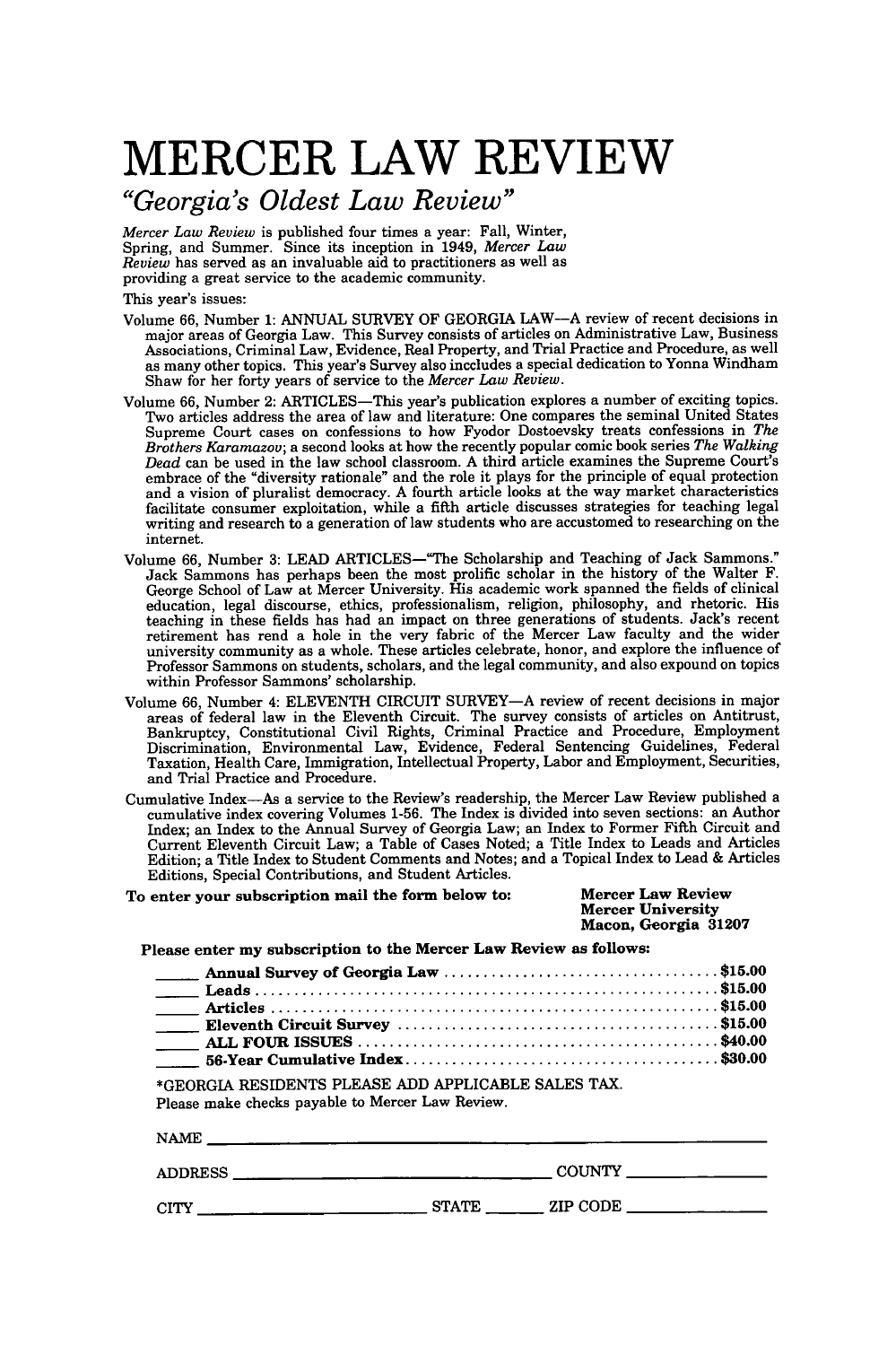# MERCER LAW REVIEW

## *"Georgia's Oldest Law Review"*

*Mercer Law Review* is published four times a year: Fall, Winter, Spring, and Summer. Since its inception in 1949, *Mercer Law Review* has served as an invaluable aid to practitioners as well as providing a great service to the academic community.

This year's issues:

Volume 66, Number 1: ANNUAL SURVEY OF GEORGIA LAW—A review of recent decisions in major areas of Georgia Law. This Survey consists of articles on Administrative Law, Business Associations, Criminal Law, Evidence, Real Property, and Trial Practice and Procedure, as well as many other topics. This year's Survey also inccludes a special dedication to Yonna Windham Shaw for her forty years of service to the *Mercer Law Review*.

Volume 66, Number 2: ARTICLES—This year's publication explores a number of exciting topics. Two articles address the area of law and literature: One compares the seminal United States Supreme Court cases on confessions to how Fyodor Dostoevsky treats confessions in *The Brothers Karamazov*; a second looks at how the recently popular comic book series *The Walking Dead* can be used in the law school classroom. A third article examines the Supreme Court's embrace of the "diversity rationale" and the role it plays for the principle of equal protection and a vision of pluralist democracy. A fourth article looks at the way market characteristics facilitate consumer exploitation, while a fifth article discusses strategies for teaching legal writing and research to a generation of law students who are accustomed to researching on the internet.

Volume 66, Number 3: LEAD ARTICLES—"The Scholarship and Teaching of Jack Sammons." Jack Sammons has perhaps been the most prolific scholar in the history of the Walter F. George School of Law at Mercer University. His academic work spanned the fields of clinical education, legal discourse, ethics, professionalism, religion, philosophy, and rhetoric. His teaching in these fields has had an impact on three generations of students. Jack's recent retirement has rend a hole in the very fabric of the Mercer Law faculty and the wider university community as a whole. These articles celebrate, honor, and explore the influence of Professor Sammons on students, scholars, and the legal community, and also expound on topics within Professor Sammons' scholarship.

Volume 66, Number 4: ELEVENTH CIRCUIT SURVEY—A review of recent decisions in major areas of federal law in the Eleventh Circuit. The survey consists of articles on Antitrust, Bankruptcy, Constitutional Civil Rights, Criminal Practice and Procedure, Employment Discrimination, Environmental Law, Evidence, Federal Sentencing Guidelines, Federal Taxation, Health Care, Immigration, Intellectual Property, Labor and Employment, Securities, and Trial Practice and Procedure.

Cumulative Index—As a service to the Review's readership, the Mercer Law Review published a cumulative index covering Volumes 1-56. The Index is divided into seven sections: an Author Index; an Index to the Annual Survey of Georgia Law; an Index to Former Fifth Circuit and Current Eleventh Circuit Law; a Table of Cases Noted; a Title Index to Leads and Articles Edition; a Title Index to Student Comments and Notes; and a Topical Index to Lead & Articles Editions, Special Contributions, and Student Articles.

**To enter your subscription mail the form below to:**

**Mercer Law Review**
**Mercer University**
**Macon, Georgia 31207**

**Please enter my subscription to the Mercer Law Review as follows:**

_____ **Annual Survey of Georgia Law** .................................. **$15.00**
_____ **Leads** .................................................................. **$15.00**
_____ **Articles** ............................................................... **$15.00**
_____ **Eleventh Circuit Survey** ............................................ **$15.00**
_____ **ALL FOUR ISSUES** ................................................... **$40.00**
_____ **56-Year Cumulative Index** ......................................... **$30.00**

*GEORGIA RESIDENTS PLEASE ADD APPLICABLE SALES TAX.
Please make checks payable to Mercer Law Review.

NAME ______________________________________________

ADDRESS ______________________________ COUNTY ______________

CITY ______________________ STATE ________ ZIP CODE ______________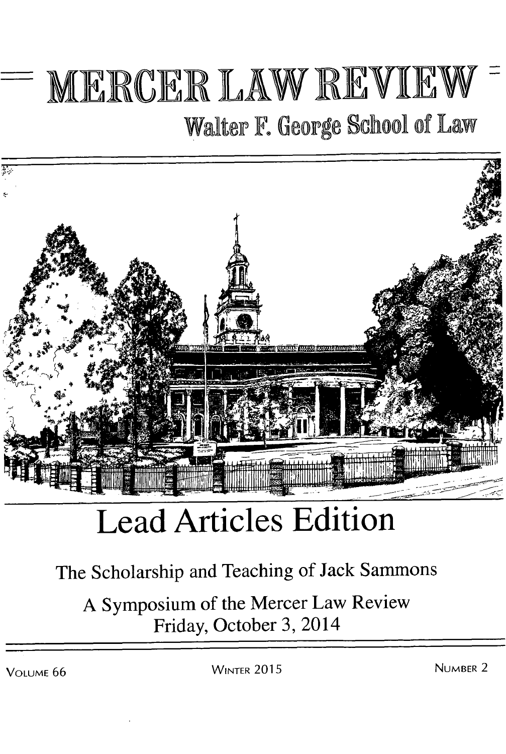# MERCER LAW REVIEW

## Walter F. George School of Law

# Lead Articles Edition

The Scholarship and Teaching of Jack Sammons

A Symposium of the Mercer Law Review
Friday, October 3, 2014

VOLUME 66 | WINTER 2015 | NUMBER 2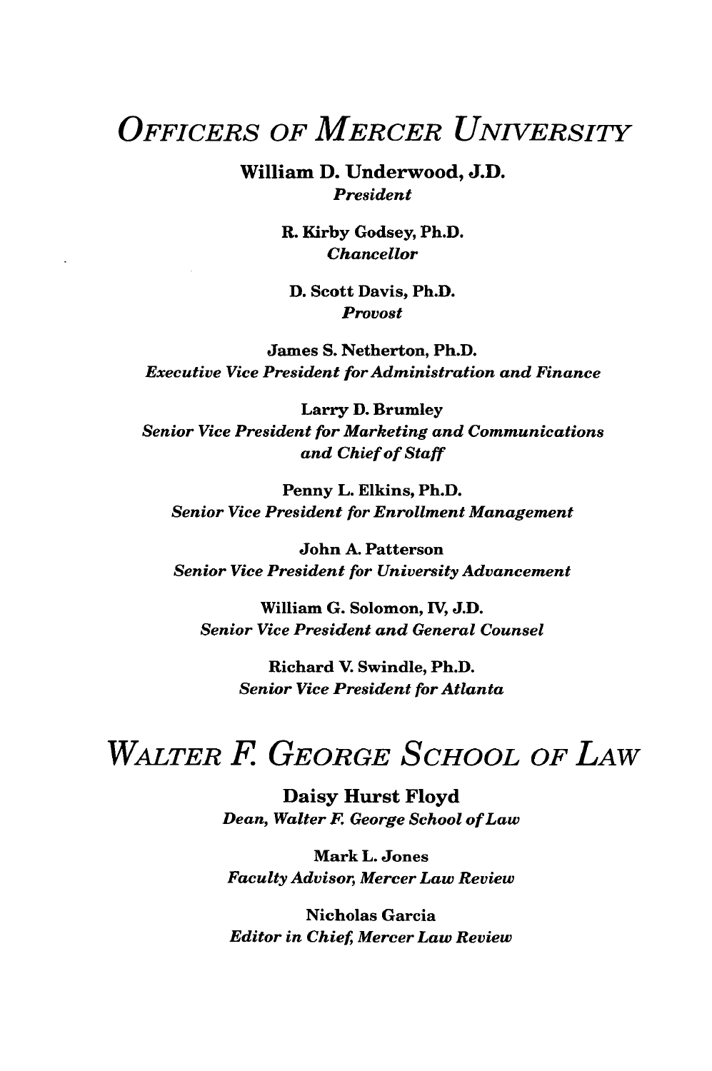# OFFICERS OF MERCER UNIVERSITY

**William D. Underwood, J.D.**
*President*

**R. Kirby Godsey, Ph.D.**
*Chancellor*

**D. Scott Davis, Ph.D.**
*Provost*

**James S. Netherton, Ph.D.**
*Executive Vice President for Administration and Finance*

**Larry D. Brumley**
*Senior Vice President for Marketing and Communications and Chief of Staff*

**Penny L. Elkins, Ph.D.**
*Senior Vice President for Enrollment Management*

**John A. Patterson**
*Senior Vice President for University Advancement*

**William G. Solomon, IV, J.D.**
*Senior Vice President and General Counsel*

**Richard V. Swindle, Ph.D.**
*Senior Vice President for Atlanta*

# WALTER F. GEORGE SCHOOL OF LAW

**Daisy Hurst Floyd**
*Dean, Walter F. George School of Law*

**Mark L. Jones**
*Faculty Advisor, Mercer Law Review*

**Nicholas Garcia**
*Editor in Chief, Mercer Law Review*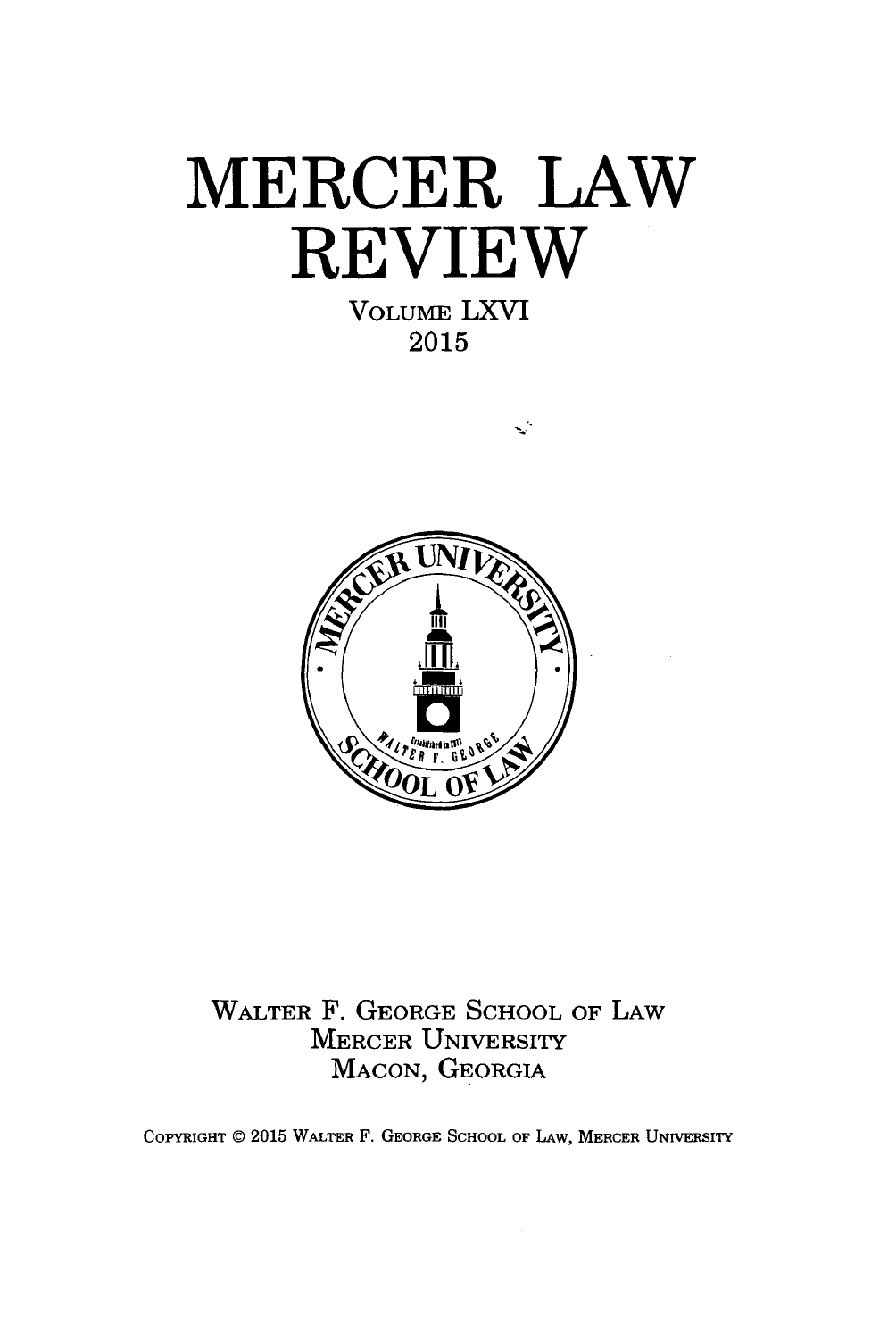# MERCER LAW REVIEW

VOLUME LXVI

2015

WALTER F. GEORGE SCHOOL OF LAW
MERCER UNIVERSITY
MACON, GEORGIA

COPYRIGHT © 2015 WALTER F. GEORGE SCHOOL OF LAW, MERCER UNIVERSITY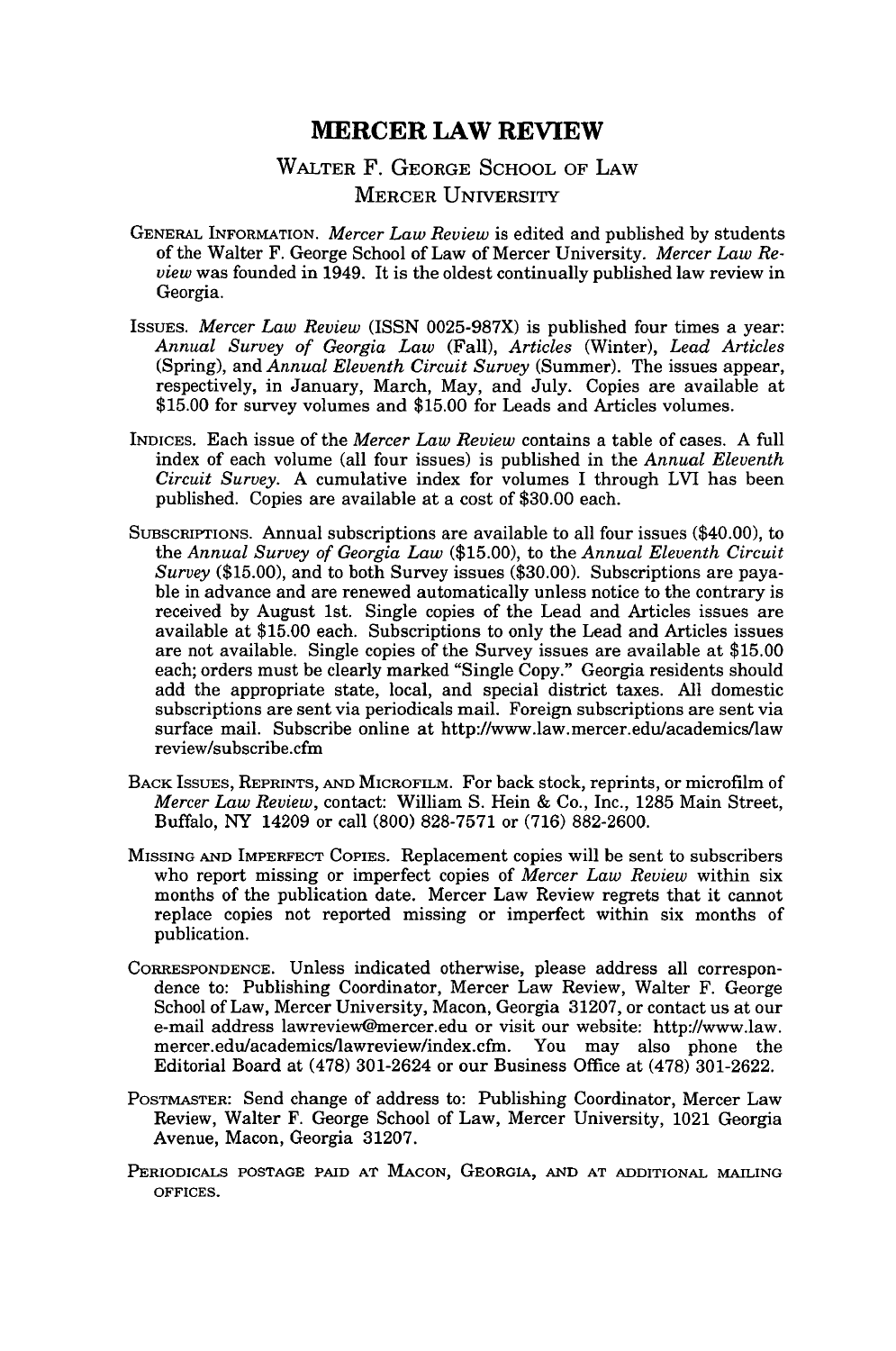# MERCER LAW REVIEW

## WALTER F. GEORGE SCHOOL OF LAW
## MERCER UNIVERSITY

GENERAL INFORMATION. *Mercer Law Review* is edited and published by students of the Walter F. George School of Law of Mercer University. *Mercer Law Review* was founded in 1949. It is the oldest continually published law review in Georgia.

ISSUES. *Mercer Law Review* (ISSN 0025-987X) is published four times a year: *Annual Survey of Georgia Law* (Fall), *Articles* (Winter), *Lead Articles* (Spring), and *Annual Eleventh Circuit Survey* (Summer). The issues appear, respectively, in January, March, May, and July. Copies are available at $15.00 for survey volumes and $15.00 for Leads and Articles volumes.

INDICES. Each issue of the *Mercer Law Review* contains a table of cases. A full index of each volume (all four issues) is published in the *Annual Eleventh Circuit Survey*. A cumulative index for volumes I through LVI has been published. Copies are available at a cost of $30.00 each.

SUBSCRIPTIONS. Annual subscriptions are available to all four issues ($40.00), to the *Annual Survey of Georgia Law* ($15.00), to the *Annual Eleventh Circuit Survey* ($15.00), and to both Survey issues ($30.00). Subscriptions are payable in advance and are renewed automatically unless notice to the contrary is received by August 1st. Single copies of the Lead and Articles issues are available at $15.00 each. Subscriptions to only the Lead and Articles issues are not available. Single copies of the Survey issues are available at $15.00 each; orders must be clearly marked "Single Copy." Georgia residents should add the appropriate state, local, and special district taxes. All domestic subscriptions are sent via periodicals mail. Foreign subscriptions are sent via surface mail. Subscribe online at http://www.law.mercer.edu/academics/lawreview/subscribe.cfm

BACK ISSUES, REPRINTS, AND MICROFILM. For back stock, reprints, or microfilm of *Mercer Law Review*, contact: William S. Hein & Co., Inc., 1285 Main Street, Buffalo, NY 14209 or call (800) 828-7571 or (716) 882-2600.

MISSING AND IMPERFECT COPIES. Replacement copies will be sent to subscribers who report missing or imperfect copies of *Mercer Law Review* within six months of the publication date. Mercer Law Review regrets that it cannot replace copies not reported missing or imperfect within six months of publication.

CORRESPONDENCE. Unless indicated otherwise, please address all correspondence to: Publishing Coordinator, Mercer Law Review, Walter F. George School of Law, Mercer University, Macon, Georgia 31207, or contact us at our e-mail address lawreview@mercer.edu or visit our website: http://www.law.mercer.edu/academics/lawreview/index.cfm. You may also phone the Editorial Board at (478) 301-2624 or our Business Office at (478) 301-2622.

POSTMASTER: Send change of address to: Publishing Coordinator, Mercer Law Review, Walter F. George School of Law, Mercer University, 1021 Georgia Avenue, Macon, Georgia 31207.

PERIODICALS POSTAGE PAID AT MACON, GEORGIA, AND AT ADDITIONAL MAILING OFFICES.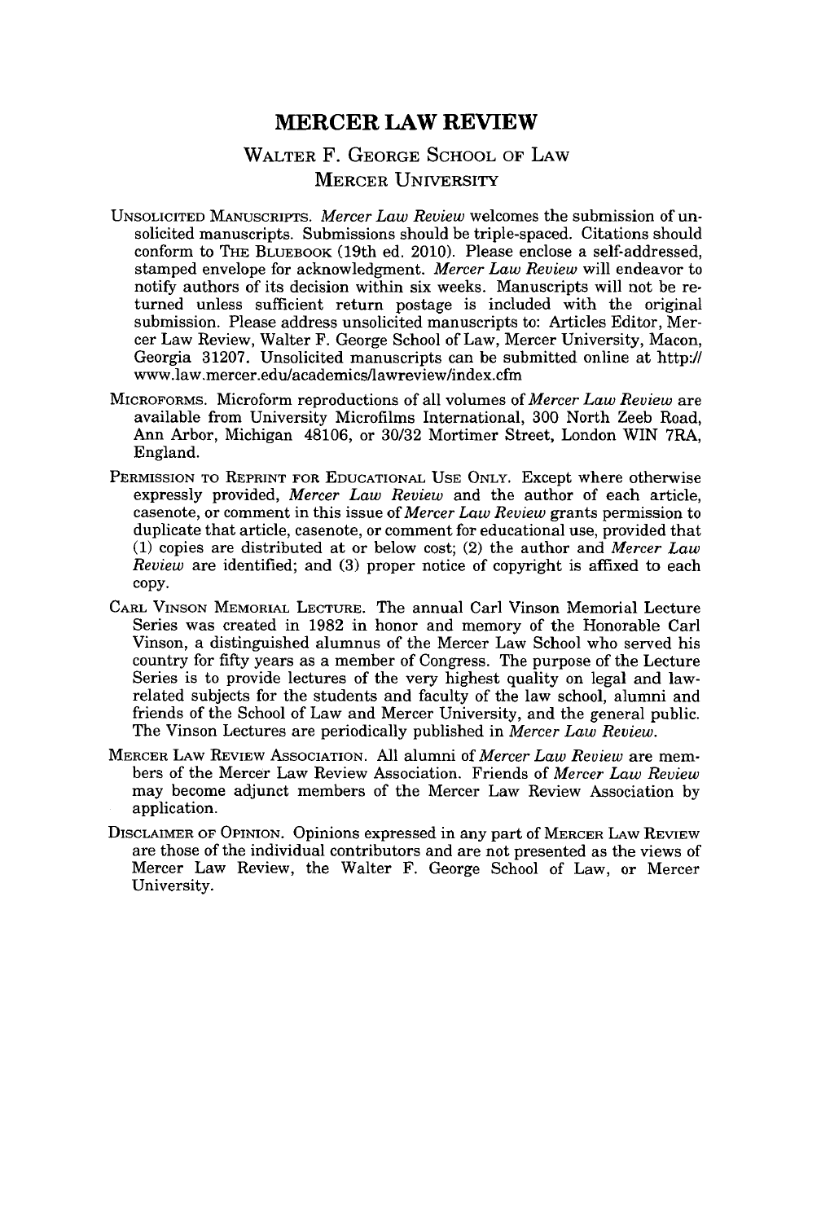# MERCER LAW REVIEW

## WALTER F. GEORGE SCHOOL OF LAW
## MERCER UNIVERSITY

UNSOLICITED MANUSCRIPTS. *Mercer Law Review* welcomes the submission of unsolicited manuscripts. Submissions should be triple-spaced. Citations should conform to THE BLUEBOOK (19th ed. 2010). Please enclose a self-addressed, stamped envelope for acknowledgment. *Mercer Law Review* will endeavor to notify authors of its decision within six weeks. Manuscripts will not be returned unless sufficient return postage is included with the original submission. Please address unsolicited manuscripts to: Articles Editor, Mercer Law Review, Walter F. George School of Law, Mercer University, Macon, Georgia 31207. Unsolicited manuscripts can be submitted online at http://www.law.mercer.edu/academics/lawreview/index.cfm

MICROFORMS. Microform reproductions of all volumes of *Mercer Law Review* are available from University Microfilms International, 300 North Zeeb Road, Ann Arbor, Michigan 48106, or 30/32 Mortimer Street, London WIN 7RA, England.

PERMISSION TO REPRINT FOR EDUCATIONAL USE ONLY. Except where otherwise expressly provided, *Mercer Law Review* and the author of each article, casenote, or comment in this issue of *Mercer Law Review* grants permission to duplicate that article, casenote, or comment for educational use, provided that (1) copies are distributed at or below cost; (2) the author and *Mercer Law Review* are identified; and (3) proper notice of copyright is affixed to each copy.

CARL VINSON MEMORIAL LECTURE. The annual Carl Vinson Memorial Lecture Series was created in 1982 in honor and memory of the Honorable Carl Vinson, a distinguished alumnus of the Mercer Law School who served his country for fifty years as a member of Congress. The purpose of the Lecture Series is to provide lectures of the very highest quality on legal and law-related subjects for the students and faculty of the law school, alumni and friends of the School of Law and Mercer University, and the general public. The Vinson Lectures are periodically published in *Mercer Law Review*.

MERCER LAW REVIEW ASSOCIATION. All alumni of *Mercer Law Review* are members of the Mercer Law Review Association. Friends of *Mercer Law Review* may become adjunct members of the Mercer Law Review Association by application.

DISCLAIMER OF OPINION. Opinions expressed in any part of MERCER LAW REVIEW are those of the individual contributors and are not presented as the views of Mercer Law Review, the Walter F. George School of Law, or Mercer University.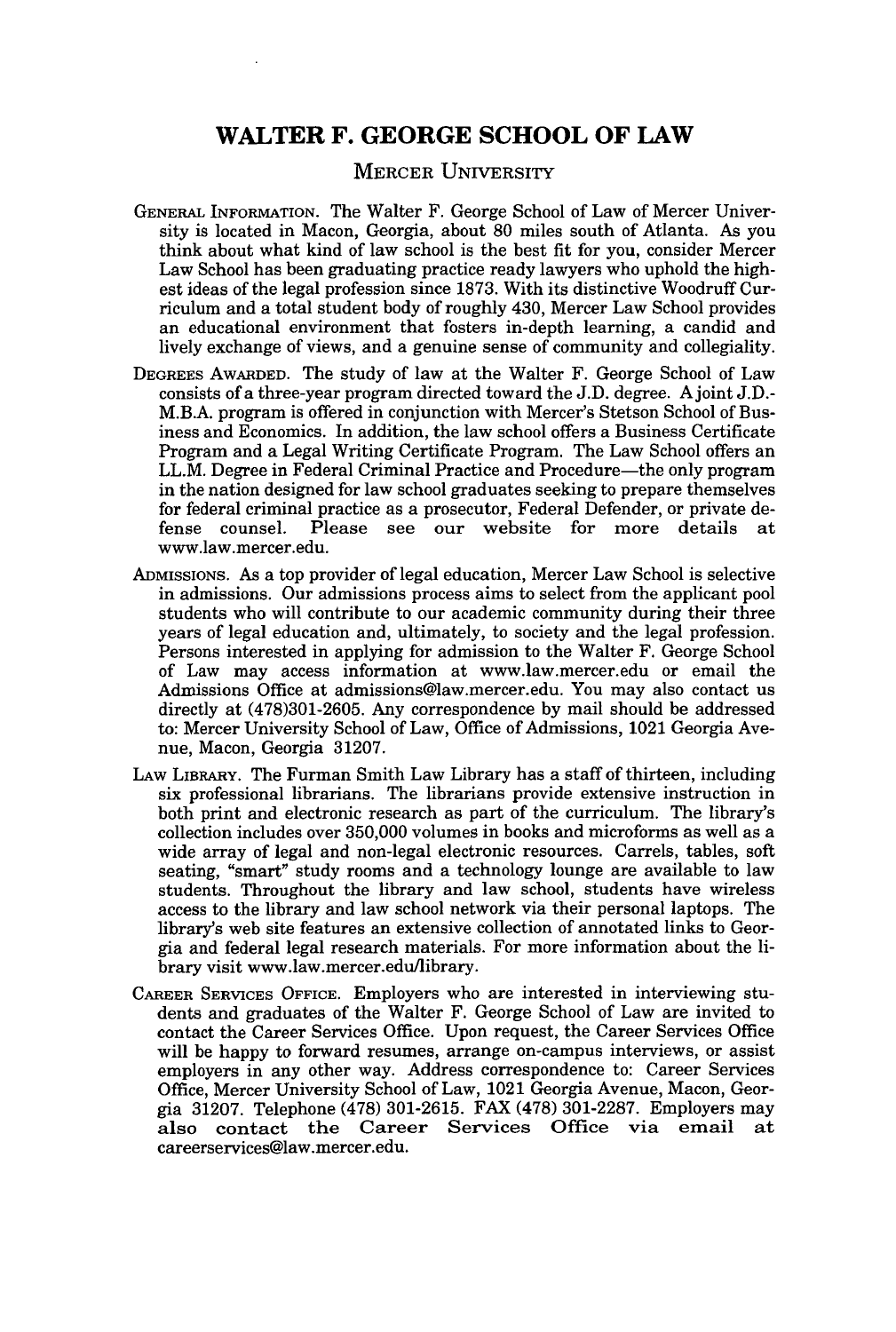# WALTER F. GEORGE SCHOOL OF LAW

## MERCER UNIVERSITY

**GENERAL INFORMATION.** The Walter F. George School of Law of Mercer University is located in Macon, Georgia, about 80 miles south of Atlanta. As you think about what kind of law school is the best fit for you, consider Mercer Law School has been graduating practice ready lawyers who uphold the highest ideas of the legal profession since 1873. With its distinctive Woodruff Curriculum and a total student body of roughly 430, Mercer Law School provides an educational environment that fosters in-depth learning, a candid and lively exchange of views, and a genuine sense of community and collegiality.

**DEGREES AWARDED.** The study of law at the Walter F. George School of Law consists of a three-year program directed toward the J.D. degree. A joint J.D.-M.B.A. program is offered in conjunction with Mercer's Stetson School of Business and Economics. In addition, the law school offers a Business Certificate Program and a Legal Writing Certificate Program. The Law School offers an LL.M. Degree in Federal Criminal Practice and Procedure—the only program in the nation designed for law school graduates seeking to prepare themselves for federal criminal practice as a prosecutor, Federal Defender, or private defense counsel. Please see our website for more details at www.law.mercer.edu.

**ADMISSIONS.** As a top provider of legal education, Mercer Law School is selective in admissions. Our admissions process aims to select from the applicant pool students who will contribute to our academic community during their three years of legal education and, ultimately, to society and the legal profession. Persons interested in applying for admission to the Walter F. George School of Law may access information at www.law.mercer.edu or email the Admissions Office at admissions@law.mercer.edu. You may also contact us directly at (478)301-2605. Any correspondence by mail should be addressed to: Mercer University School of Law, Office of Admissions, 1021 Georgia Avenue, Macon, Georgia 31207.

**LAW LIBRARY.** The Furman Smith Law Library has a staff of thirteen, including six professional librarians. The librarians provide extensive instruction in both print and electronic research as part of the curriculum. The library's collection includes over 350,000 volumes in books and microforms as well as a wide array of legal and non-legal electronic resources. Carrels, tables, soft seating, "smart" study rooms and a technology lounge are available to law students. Throughout the library and law school, students have wireless access to the library and law school network via their personal laptops. The library's web site features an extensive collection of annotated links to Georgia and federal legal research materials. For more information about the library visit www.law.mercer.edu/library.

**CAREER SERVICES OFFICE.** Employers who are interested in interviewing students and graduates of the Walter F. George School of Law are invited to contact the Career Services Office. Upon request, the Career Services Office will be happy to forward resumes, arrange on-campus interviews, or assist employers in any other way. Address correspondence to: Career Services Office, Mercer University School of Law, 1021 Georgia Avenue, Macon, Georgia 31207. Telephone (478) 301-2615. FAX (478) 301-2287. Employers may also contact the Career Services Office via email at careerservices@law.mercer.edu.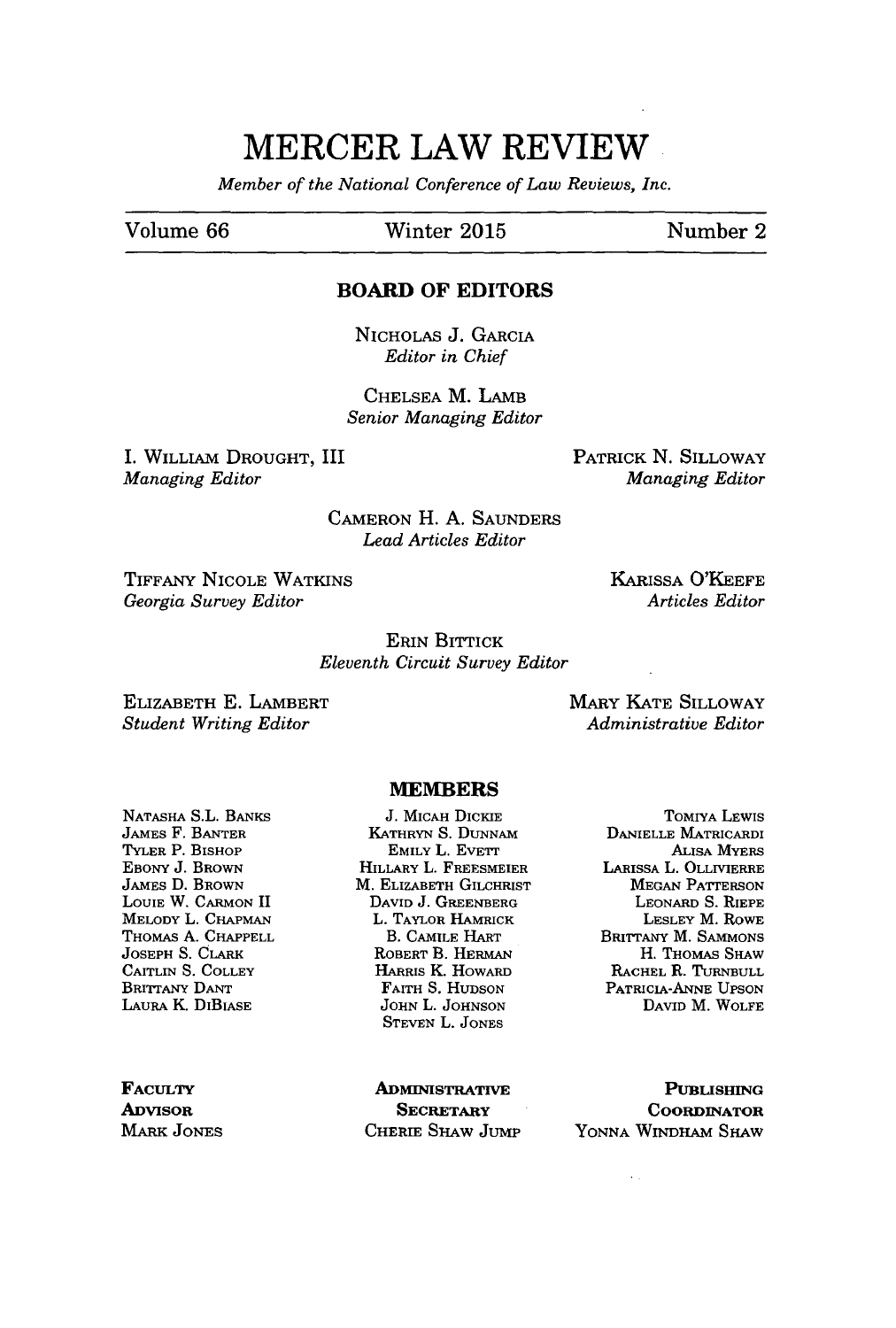# MERCER LAW REVIEW

*Member of the National Conference of Law Reviews, Inc.*

Volume 66 | Winter 2015 | Number 2

## BOARD OF EDITORS

NICHOLAS J. GARCIA
*Editor in Chief*

CHELSEA M. LAMB
*Senior Managing Editor*

I. WILLIAM DROUGHT, III
*Managing Editor*

PATRICK N. SILLOWAY
*Managing Editor*

CAMERON H. A. SAUNDERS
*Lead Articles Editor*

TIFFANY NICOLE WATKINS
*Georgia Survey Editor*

KARISSA O'KEEFE
*Articles Editor*

ERIN BITTICK
*Eleventh Circuit Survey Editor*

ELIZABETH E. LAMBERT
*Student Writing Editor*

MARY KATE SILLOWAY
*Administrative Editor*

## MEMBERS

NATASHA S.L. BANKS
JAMES F. BANTER
TYLER P. BISHOP
EBONY J. BROWN
JAMES D. BROWN
LOUIE W. CARMON II
MELODY L. CHAPMAN
THOMAS A. CHAPPELL
JOSEPH S. CLARK
CAITLIN S. COLLEY
BRITTANY DANT
LAURA K. DIBIASE
J. MICAH DICKIE
KATHRYN S. DUNNAM
EMILY L. EVETT
HILLARY L. FREESMEIER
M. ELIZABETH GILCHRIST
DAVID J. GREENBERG
L. TAYLOR HAMRICK
B. CAMILE HART
ROBERT B. HERMAN
HARRIS K. HOWARD
FAITH S. HUDSON
JOHN L. JOHNSON
STEVEN L. JONES
TOMIYA LEWIS
DANIELLE MATRICARDI
ALISA MYERS
LARISSA L. OLLIVIERRE
MEGAN PATTERSON
LEONARD S. RIEPE
LESLEY M. ROWE
BRITTANY M. SAMMONS
H. THOMAS SHAW
RACHEL R. TURNBULL
PATRICIA-ANNE UPSON
DAVID M. WOLFE

**FACULTY ADVISOR**
MARK JONES

**ADMINISTRATIVE SECRETARY**
CHERIE SHAW JUMP

**PUBLISHING COORDINATOR**
YONNA WINDHAM SHAW